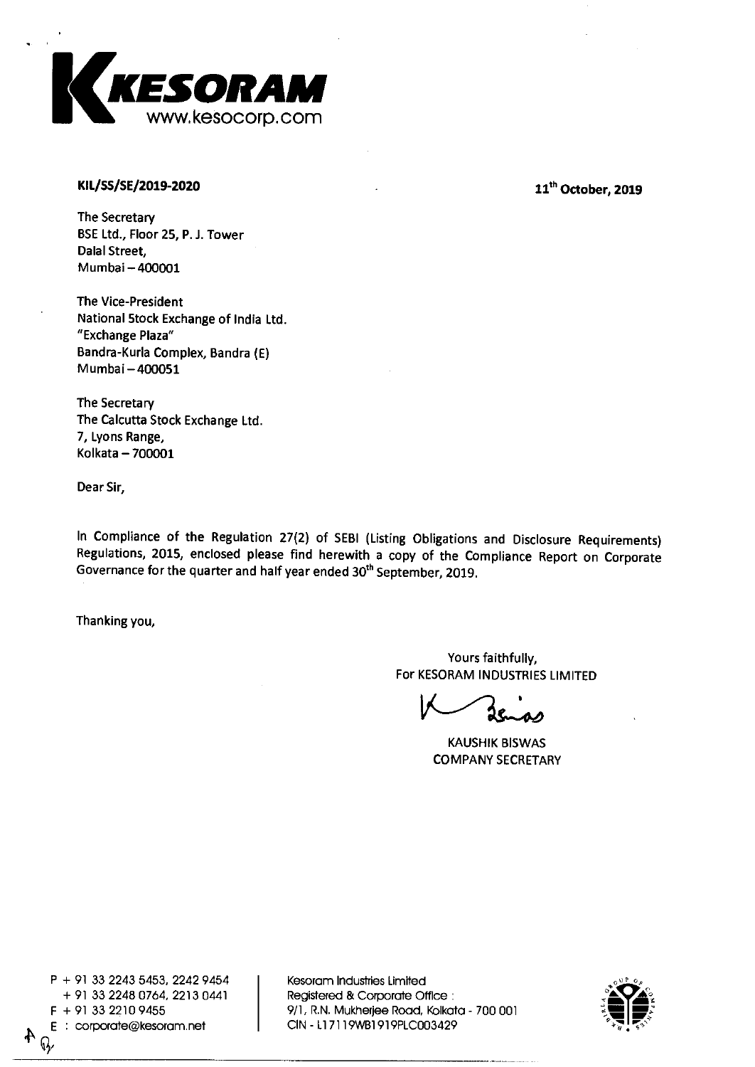**KESORAM**
www.kesocorp.com

**KIL/SS/SE/2019-2020** **11th October, 2019**

The Secretary
BSE Ltd., Floor 25, P. J. Tower
Dalal Street,
Mumbai – 400001

The Vice-President
National Stock Exchange of India Ltd.
"Exchange Plaza"
Bandra-Kurla Complex, Bandra (E)
Mumbai – 400051

The Secretary
The Calcutta Stock Exchange Ltd.
7, Lyons Range,
Kolkata – 700001

Dear Sir,

In Compliance of the Regulation 27(2) of SEBI (Listing Obligations and Disclosure Requirements) Regulations, 2015, enclosed please find herewith a copy of the Compliance Report on Corporate Governance for the quarter and half year ended 30th September, 2019.

Thanking you,

Yours faithfully,
For KESORAM INDUSTRIES LIMITED

KAUSHIK BISWAS
COMPANY SECRETARY

P + 91 33 2243 5453, 2242 9454
+ 91 33 2248 0764, 2213 0441
F + 91 33 2210 9455
E : corporate@kesoram.net

Kesoram Industries Limited
Registered & Corporate Office :
9/1, R.N. Mukherjee Road, Kolkata - 700 001
CIN - L17119WB1919PLC003429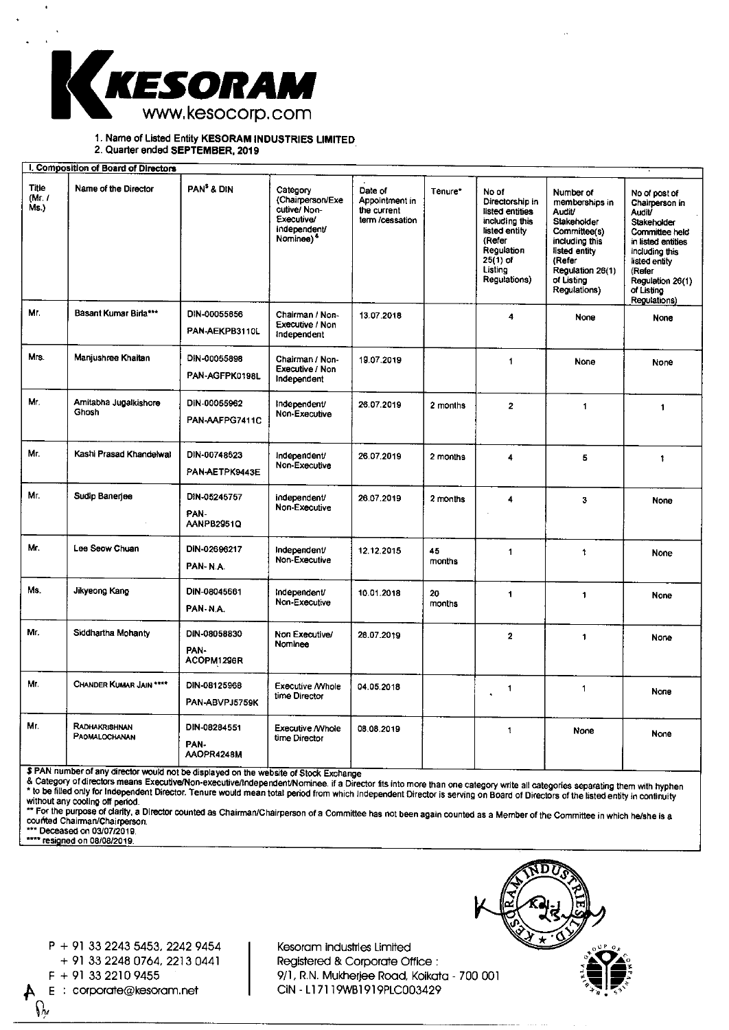KESORAM

www.kesocorp.com

1. Name of Listed Entity **KESORAM INDUSTRIES LIMITED**
2. Quarter ended **SEPTEMBER, 2019**

**I. Composition of Board of Directors**

| Title (Mr. / Ms.) | Name of the Director | PAN$ & DIN | Category (Chairperson/Executive/ Non-Executive/ independent/ Nominee) & | Date of Appointment in the current term /cessation | Tenure* | No of Directorship in listed entities including this listed entity (Refer Regulation 25(1) of Listing Regulations) | Number of memberships in Audit/ Stakeholder Committee(s) including this listed entity (Refer Regulation 26(1) of Listing Regulations) | No of post of Chairperson in Audit/ Stakeholder Committee held in listed entities including this listed entity (Refer Regulation 26(1) of Listing Regulations) |
|---|---|---|---|---|---|---|---|---|
| Mr. | Basant Kumar Birla*** | DIN-00055856 PAN-AEKPB3110L | Chairman / Non-Executive / Non Independent | 13.07.2018 | | 4 | None | None |
| Mrs. | Manjushree Khaitan | DIN-00055898 PAN-AGFPK0198L | Chairman / Non-Executive / Non Independent | 19.07.2019 | | 1 | None | None |
| Mr. | Amitabha Jugalkishore Ghosh | DIN-00055962 PAN-AAFPG7411C | Independent/ Non-Executive | 26.07.2019 | 2 months | 2 | 1 | 1 |
| Mr. | Kashi Prasad Khandelwal | DIN-00748523 PAN-AETPK9443E | Independent/ Non-Executive | 26.07.2019 | 2 months | 4 | 5 | 1 |
| Mr. | Sudip Banerjee | DIN-05245757 PAN-AANPB2951Q | Independent/ Non-Executive | 26.07.2019 | 2 months | 4 | 3 | None |
| Mr. | Lee Seow Chuan | DIN-02696217 PAN- N.A. | Independent/ Non-Executive | 12.12.2015 | 45 months | 1 | 1 | None |
| Ms. | Jikyeong Kang | DIN-08045661 PAN- N.A. | Independent/ Non-Executive | 10.01.2018 | 20 months | 1 | 1 | None |
| Mr. | Siddhartha Mohanty | DIN-08058830 PAN-ACOPM1296R | Non Executive/ Nominee | 26.07.2019 | | 2 | 1 | None |
| Mr. | CHANDER KUMAR JAIN **** | DIN-08125968 PAN-ABVPJ5759K | Executive /Whole time Director | 04.05.2018 | | 1 | 1 | None |
| Mr. | RADHAKRISHNAN PADMALOCHANAN | DIN-08284551 PAN-AAOPR4248M | Executive /Whole time Director | 08.08.2019 | | 1 | None | None |

$ PAN number of any director would not be displayed on the website of Stock Exchange

& Category of directors means Executive/Non-executive/Independent/Nominee. if a Director fits into more than one category write all categories separating them with hyphen

\* to be filled only for Independent Director. Tenure would mean total period from which Independent Director is serving on Board of Directors of the listed entity in continuity without any cooling off period.

** For the purpose of clarity, a Director counted as Chairman/Chairperson of a Committee has not been again counted as a Member of the Committee in which he/she is a counted Chairman/Chairperson.

*** Deceased on 03/07/2019.

**** resigned on 08/08/2019.

P + 91 33 2243 5453, 2242 9454
+ 91 33 2248 0764, 2213 0441
F + 91 33 2210 9455
E : corporate@kesoram.net

Kesoram Industries Limited
Registered & Corporate Office :
9/1, R.N. Mukherjee Road, Kolkata - 700 001
CIN - L17119WB1919PLC003429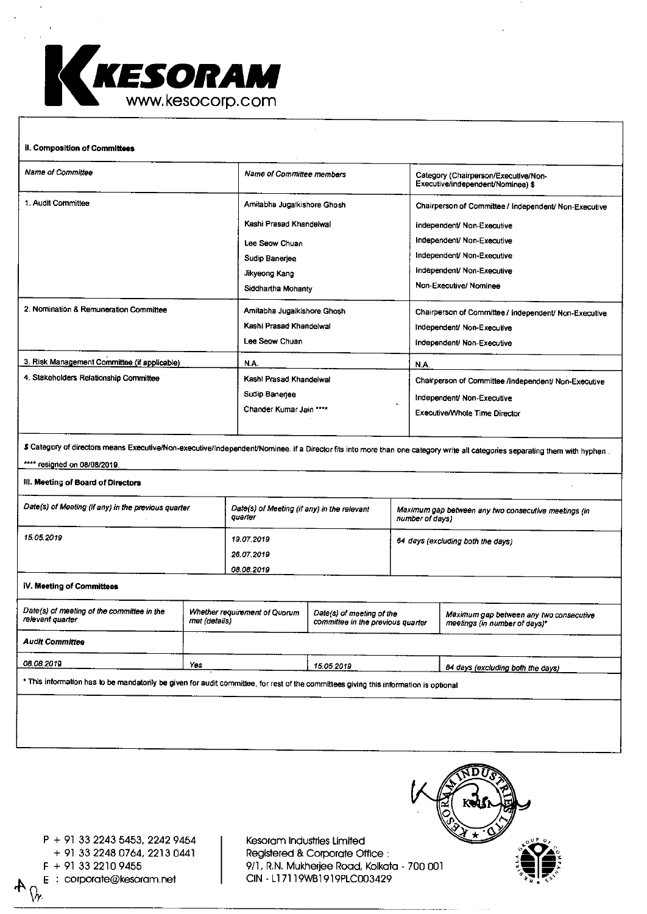**II. Composition of Committees**

| Name of Committee | Name of Committee members | Category (Chairperson/Executive/Non-Executive/independent/Nominee) $ |
|---|---|---|
| 1. Audit Committee | Amitabha Jugalkishore Ghosh | Chairperson of Committee / Independent/ Non-Executive |
| | Kashi Prasad Khandelwal | Independent/ Non-Executive |
| | Lee Seow Chuan | Independent/ Non-Executive |
| | Sudip Banerjee | Independent/ Non-Executive |
| | Jikyeong Kang | Independent/ Non-Executive |
| | Siddhartha Mohanty | Non-Executive/ Nominee |
| 2. Nomination & Remuneration Committee | Amitabha Jugalkishore Ghosh | Chairperson of Committee / Independent/ Non-Executive |
| | Kashi Prasad Khandelwal | Independent/ Non-Executive |
| | Lee Seow Chuan | Independent/ Non-Executive |
| 3. Risk Management Committee (if applicable) | N.A. | N.A. |
| 4. Stakeholders Relationship Committee | Kashi Prasad Khandelwal | Chairperson of Committee /Independent/ Non-Executive |
| | Sudip Banerjee | Independent/ Non-Executive |
| | Chander Kumar Jain **** | Executive/Whole Time Director |

$ Category of directors means Executive/Non-executive/Independent/Nominee. if a Director fits into more than one category write all categories separating them with hyphen.

**** resigned on 08/08/2019.

**III. Meeting of Board of Directors**

| Date(s) of Meeting (if any) in the previous quarter | Date(s) of Meeting (if any) in the relevant quarter | Maximum gap between any two consecutive meetings (in number of days) |
|---|---|---|
| 15.05.2019 | 19.07.2019<br>26.07.2019<br>08.08.2019 | 64 days (excluding both the days) |

**IV. Meeting of Committees**

| Date(s) of meeting of the committee in the relevant quarter | Whether requirement of Quorum met (details) | Date(s) of meeting of the committee in the previous quarter | Maximum gap between any two consecutive meetings (in number of days)* |
|---|---|---|---|
| **Audit Committee** | | | |
| 08.08.2019 | Yes | 15.05.2019 | 84 days (excluding both the days) |

* This information has to be mandatorily be given for audit committee, for rest of the committees giving this information is optional

P + 91 33 2243 5453, 2242 9454
+ 91 33 2248 0764, 2213 0441
F + 91 33 2210 9455
E : corporate@kesoram.net

Kesoram Industries Limited
Registered & Corporate Office :
9/1, R.N. Mukherjee Road, Kolkata - 700 001
CIN - L17119WB1919PLC003429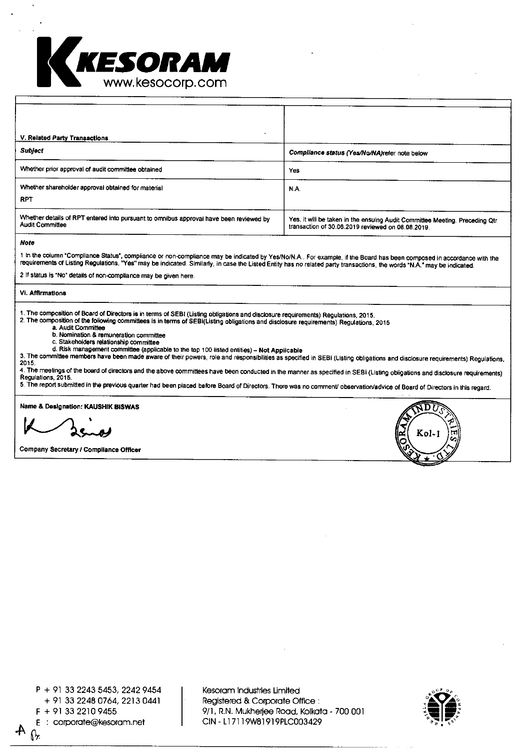KESORAM
www.kesocorp.com

## V. Related Party Transactions

| *Subject* | *Compliance status (Yes/No/NA)refer note below* |
|---|---|
| Whether prior approval of audit committee obtained | Yes |
| Whether shareholder approval obtained for material RPT | N.A. |
| Whether details of RPT entered into pursuant to omnibus approval have been reviewed by Audit Committee | Yes, it will be taken in the ensuing Audit Committee Meeting. Preceding Qtr transaction of 30.06.2019 reviewed on 08.08.2019. |

***Note***

1 In the column "Compliance Status", compliance or non-compliance may be indicated by Yes/No/N.A.. For example, if the Board has been composed in accordance with the requirements of Listing Regulations, "Yes" may be indicated. Similarly, in case the Listed Entity has no related party transactions, the words "N.A." may be indicated.

2 If status is "No" details of non-compliance may be given here.

## VI. Affirmations

1. The composition of Board of Directors is in terms of SEBI (Listing obligations and disclosure requirements) Regulations, 2015.
2. The composition of the following committees is in terms of SEBI(Listing obligations and disclosure requirements) Regulations, 2015
   a. Audit Committee
   b. Nomination & remuneration committee
   c. Stakeholders relationship committee
   d. Risk management committee (applicable to the top 100 listed entities) – **Not Applicable**
3. The committee members have been made aware of their powers, role and responsibilities as specified in SEBI (Listing obligations and disclosure requirements) Regulations, 2015.
4. The meetings of the board of directors and the above committees have been conducted in the manner as specified in SEBI (Listing obligations and disclosure requirements) Regulations, 2015.
5. The report submitted in the previous quarter had been placed before Board of Directors. There was no comment/ observation/advice of Board of Directors in this regard.

**Name & Designation: KAUSHIK BISWAS**

Company Secretary / Compliance Officer

P + 91 33 2243 5453, 2242 9454
+ 91 33 2248 0764, 2213 0441
F + 91 33 2210 9455
E : corporate@kesoram.net

Kesoram Industries Limited
Registered & Corporate Office :
9/1, R.N. Mukherjee Road, Kolkata - 700 001
CIN - L17119WB1919PLC003429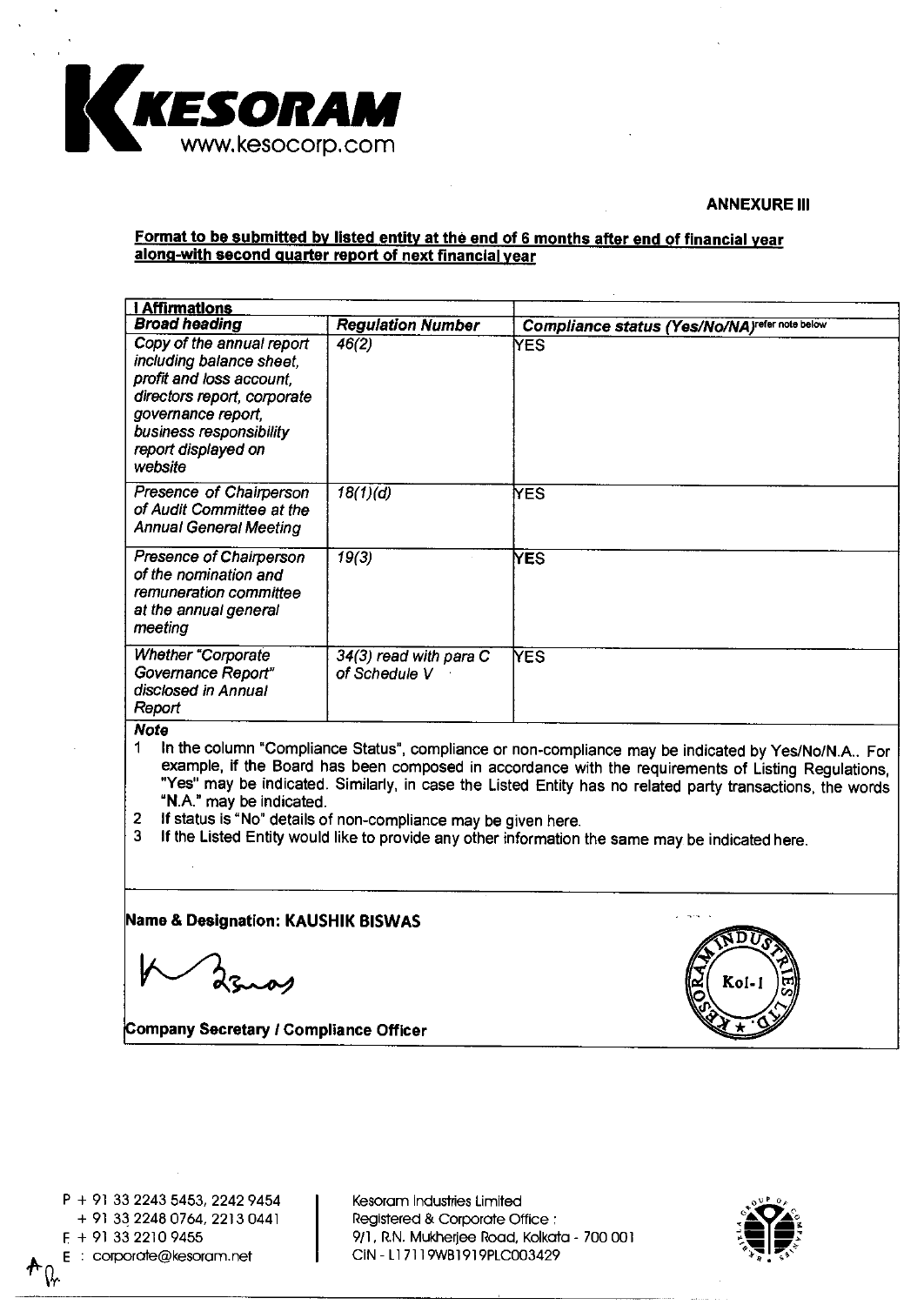**ANNEXURE III**

**Format to be submitted by listed entity at the end of 6 months after end of financial year along-with second quarter report of next financial year**

| **I Affirmations** | | |
|---|---|---|
| ***Broad heading*** | ***Regulation Number*** | ***Compliance status (Yes/No/NA)*** refer note below |
| *Copy of the annual report including balance sheet, profit and loss account, directors report, corporate governance report, business responsibility report displayed on website* | *46(2)* | YES |
| *Presence of Chairperson of Audit Committee at the Annual General Meeting* | *18(1)(d)* | YES |
| *Presence of Chairperson of the nomination and remuneration committee at the annual general meeting* | *19(3)* | YES |
| *Whether "Corporate Governance Report" disclosed in Annual Report* | *34(3) read with para C of Schedule V* | YES |

***Note***

1. In the column "Compliance Status", compliance or non-compliance may be indicated by Yes/No/N.A.. For example, if the Board has been composed in accordance with the requirements of Listing Regulations, "Yes" may be indicated. Similarly, in case the Listed Entity has no related party transactions, the words "N.A." may be indicated.
2. If status is "No" details of non-compliance may be given here.
3. If the Listed Entity would like to provide any other information the same may be indicated here.

**Name & Designation: KAUSHIK BISWAS**

**Company Secretary / Compliance Officer**

P + 91 33 2243 5453, 2242 9454
+ 91 33 2248 0764, 2213 0441
F + 91 33 2210 9455
E : corporate@kesoram.net

Kesoram Industries Limited
Registered & Corporate Office :
9/1, R.N. Mukherjee Road, Kolkata - 700 001
CIN - L17119WB1919PLC003429